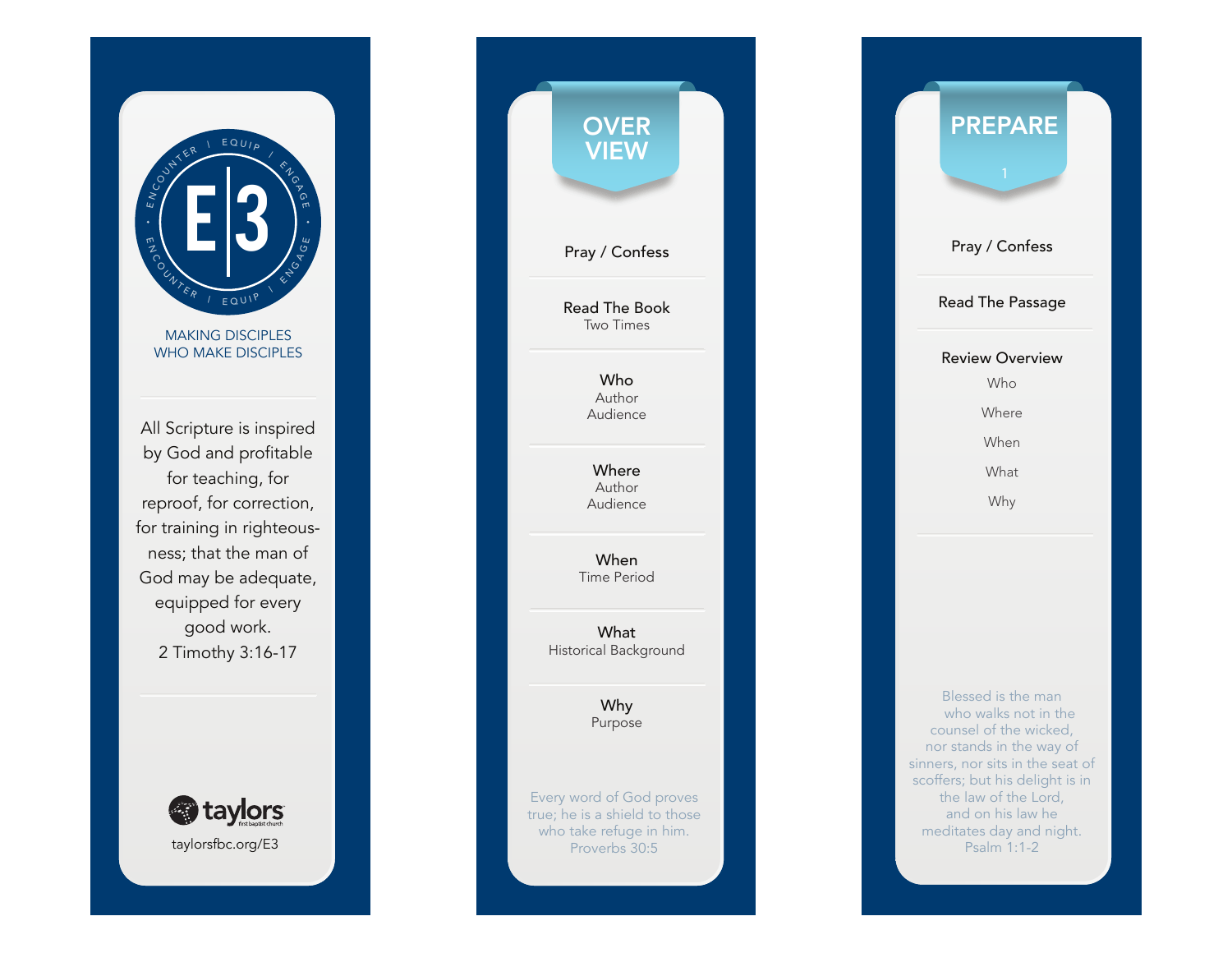E|3

ENCOUNTER | EQUIP | ENGAGE

MAKING DISCIPLES
WHO MAKE DISCIPLES

All Scripture is inspired by God and profitable for teaching, for reproof, for correction, for training in righteousness; that the man of God may be adequate, equipped for every good work.
2 Timothy 3:16-17

taylors first baptist church

taylorsfbc.org/E3

## OVER VIEW

**Pray / Confess**

**Read The Book**
Two Times

**Who**
Author
Audience

**Where**
Author
Audience

**When**
Time Period

**What**
Historical Background

**Why**
Purpose

Every word of God proves true; he is a shield to those who take refuge in him.
Proverbs 30:5

## PREPARE

1

**Pray / Confess**

**Read The Passage**

**Review Overview**
Who
Where
When
What
Why

Blessed is the man who walks not in the counsel of the wicked, nor stands in the way of sinners, nor sits in the seat of scoffers; but his delight is in the law of the Lord, and on his law he meditates day and night.
Psalm 1:1-2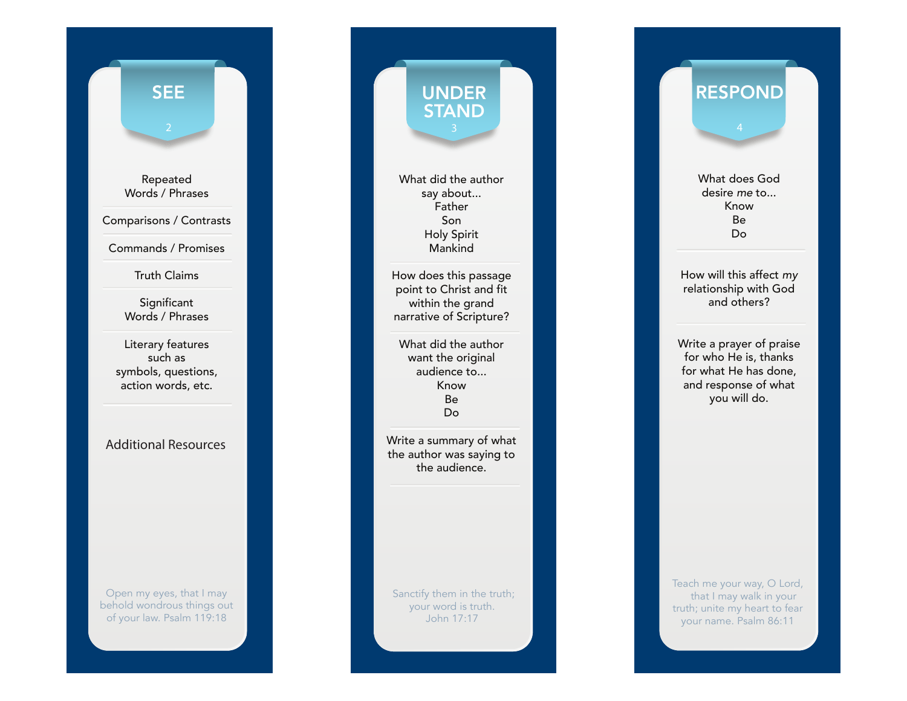## SEE

2

Repeated Words / Phrases

Comparisons / Contrasts

Commands / Promises

Truth Claims

Significant Words / Phrases

Literary features such as symbols, questions, action words, etc.

Additional Resources

Open my eyes, that I may behold wondrous things out of your law. Psalm 119:18

## UNDER STAND

3

What did the author say about...
Father
Son
Holy Spirit
Mankind

How does this passage point to Christ and fit within the grand narrative of Scripture?

What did the author want the original audience to...
Know
Be
Do

Write a summary of what the author was saying to the audience.

Sanctify them in the truth; your word is truth. John 17:17

## RESPOND

4

What does God desire *me* to...
Know
Be
Do

How will this affect *my* relationship with God and others?

Write a prayer of praise for who He is, thanks for what He has done, and response of what you will do.

Teach me your way, O Lord, that I may walk in your truth; unite my heart to fear your name. Psalm 86:11